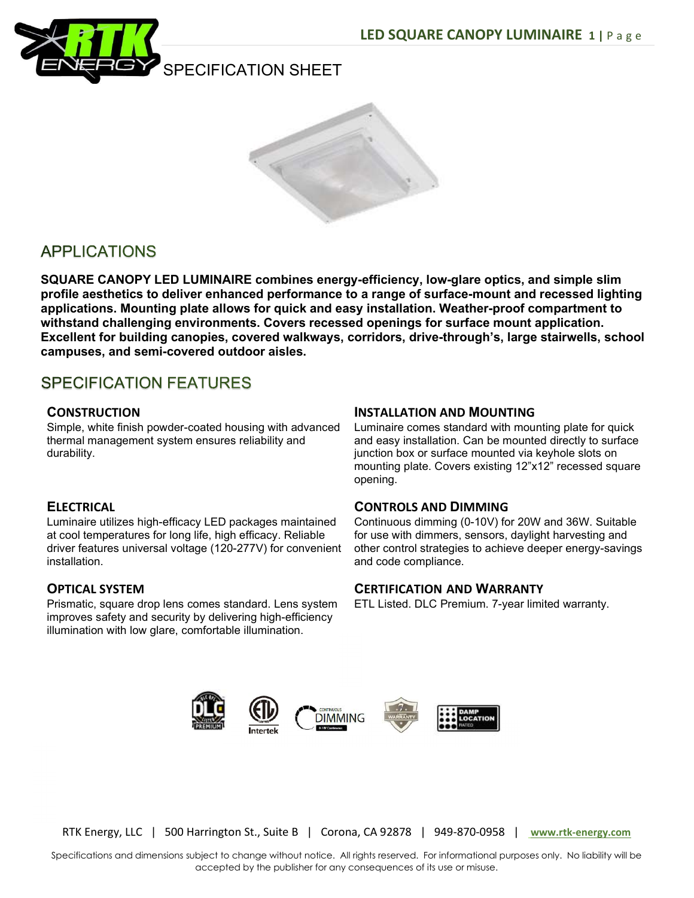# LED SQUARE CANOPY LUMINAIRE

SPECIFICATION SHEET

## APPLICATIONS

**SQUARE CANOPY LED LUMINAIRE combines energy-efficiency, low-glare optics, and simple slim profile aesthetics to deliver enhanced performance to a range of surface-mount and recessed lighting applications. Mounting plate allows for quick and easy installation. Weather-proof compartment to withstand challenging environments. Covers recessed openings for surface mount application. Excellent for building canopies, covered walkways, corridors, drive-through's, large stairwells, school campuses, and semi-covered outdoor aisles.**

## SPECIFICATION FEATURES

### CONSTRUCTION

Simple, white finish powder-coated housing with advanced thermal management system ensures reliability and durability.

### ELECTRICAL

Luminaire utilizes high-efficacy LED packages maintained at cool temperatures for long life, high efficacy. Reliable driver features universal voltage (120-277V) for convenient installation.

### OPTICAL SYSTEM

Prismatic, square drop lens comes standard. Lens system improves safety and security by delivering high-efficiency illumination with low glare, comfortable illumination.

### INSTALLATION AND MOUNTING

Luminaire comes standard with mounting plate for quick and easy installation. Can be mounted directly to surface junction box or surface mounted via keyhole slots on mounting plate. Covers existing 12"x12" recessed square opening.

### CONTROLS AND DIMMING

Continuous dimming (0-10V) for 20W and 36W. Suitable for use with dimmers, sensors, daylight harvesting and other control strategies to achieve deeper energy-savings and code compliance.

### CERTIFICATION AND WARRANTY

ETL Listed. DLC Premium. 7-year limited warranty.

RTK Energy, LLC | 500 Harrington St., Suite B | Corona, CA 92878 | 949-870-0958 | www.rtk-energy.com

Specifications and dimensions subject to change without notice. All rights reserved. For informational purposes only. No liability will be accepted by the publisher for any consequences of its use or misuse.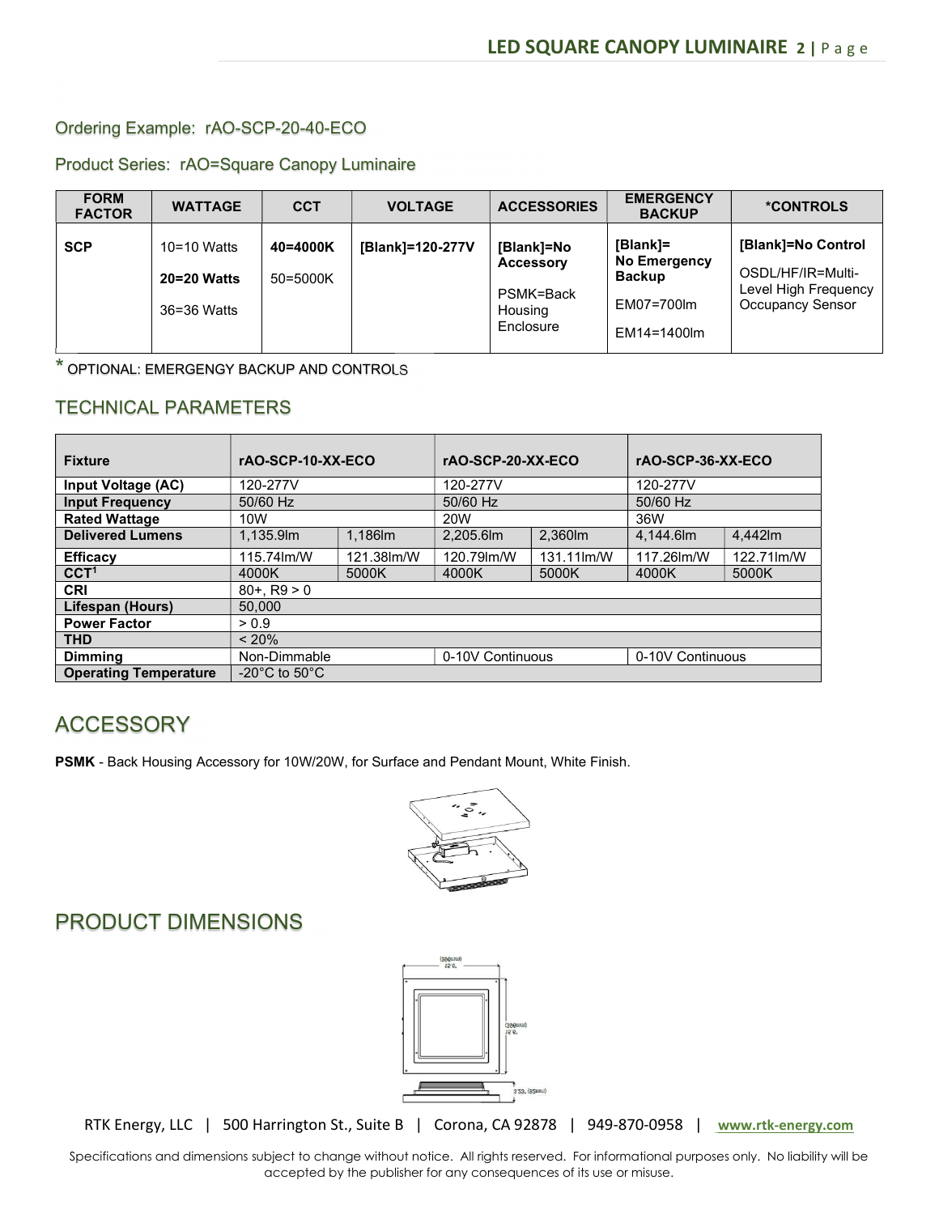Ordering Example: rAO-SCP-20-40-ECO

Product Series: rAO=Square Canopy Luminaire

| FORM FACTOR | WATTAGE | CCT | VOLTAGE | ACCESSORIES | EMERGENCY BACKUP | *CONTROLS |
|---|---|---|---|---|---|---|
| **SCP** | 10=10 Watts<br>**20=20 Watts**<br>36=36 Watts | **40=4000K**<br>50=5000K | **[Blank]=120-277V** | **[Blank]=No Accessory**<br>PSMK=Back Housing Enclosure | **[Blank]= No Emergency Backup**<br>EM07=700lm<br>EM14=1400lm | **[Blank]=No Control**<br>OSDL/HF/IR=Multi-Level High Frequency Occupancy Sensor |

\* OPTIONAL: EMERGENGY BACKUP AND CONTROLS

## TECHNICAL PARAMETERS

| Fixture | rAO-SCP-10-XX-ECO | | rAO-SCP-20-XX-ECO | | rAO-SCP-36-XX-ECO | |
|---|---|---|---|---|---|---|
| **Input Voltage (AC)** | 120-277V | | 120-277V | | 120-277V | |
| **Input Frequency** | 50/60 Hz | | 50/60 Hz | | 50/60 Hz | |
| **Rated Wattage** | 10W | | 20W | | 36W | |
| **Delivered Lumens** | 1,135.9lm | 1,186lm | 2,205.6lm | 2,360lm | 4,144.6lm | 4,442lm |
| **Efficacy** | 115.74lm/W | 121.38lm/W | 120.79lm/W | 131.11lm/W | 117.26lm/W | 122.71lm/W |
| **CCT[1]** | 4000K | 5000K | 4000K | 5000K | 4000K | 5000K |
| **CRI** | 80+, R9 > 0 | | | | | |
| **Lifespan (Hours)** | 50,000 | | | | | |
| **Power Factor** | > 0.9 | | | | | |
| **THD** | < 20% | | | | | |
| **Dimming** | Non-Dimmable | | 0-10V Continuous | | 0-10V Continuous | |
| **Operating Temperature** | -20°C to 50°C | | | | | |

## ACCESSORY

**PSMK** - Back Housing Accessory for 10W/20W, for Surface and Pendant Mount, White Finish.

## PRODUCT DIMENSIONS

RTK Energy, LLC | 500 Harrington St., Suite B | Corona, CA 92878 | 949-870-0958 | www.rtk-energy.com

Specifications and dimensions subject to change without notice. All rights reserved. For informational purposes only. No liability will be accepted by the publisher for any consequences of its use or misuse.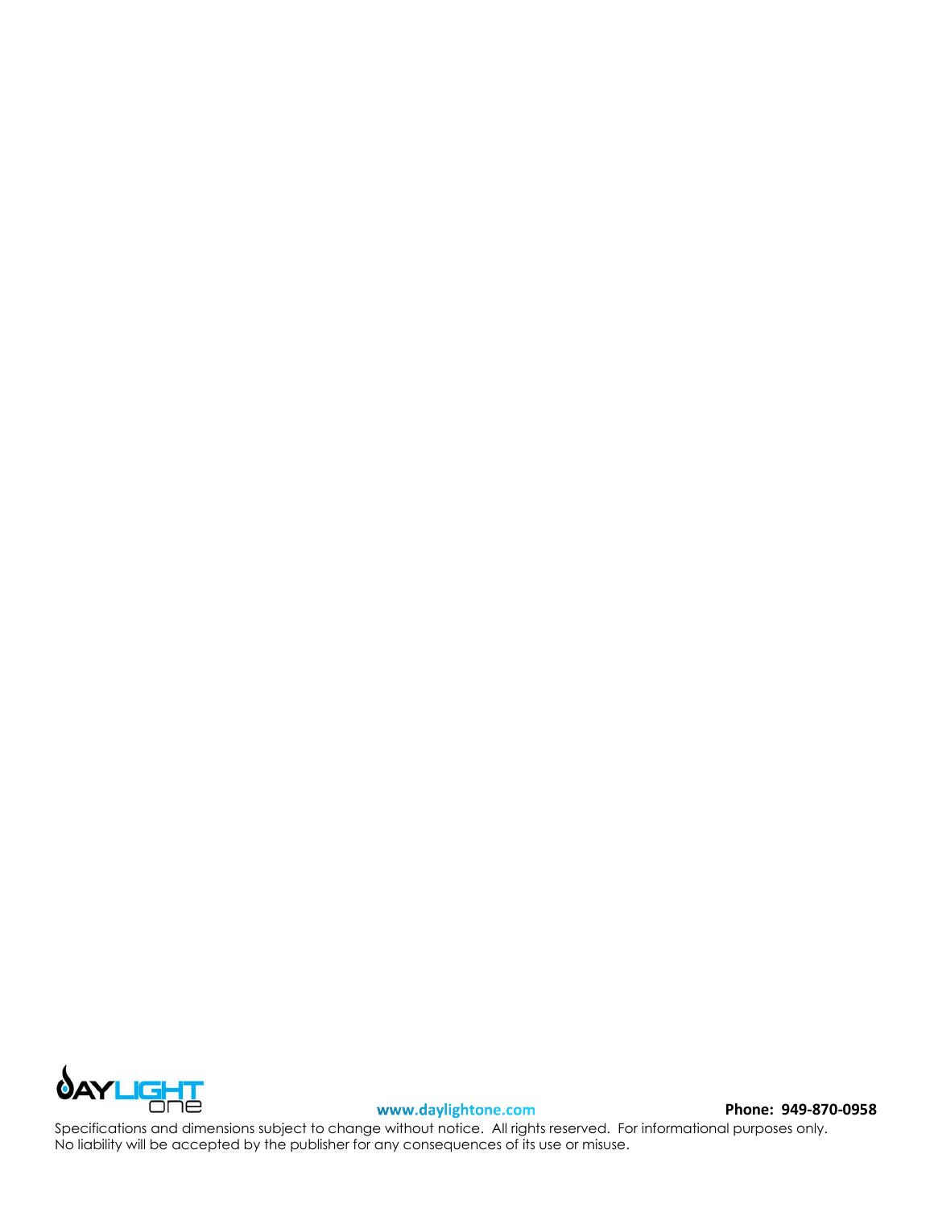www.daylightone.com Phone: 949-870-0958

Specifications and dimensions subject to change without notice. All rights reserved. For informational purposes only.
No liability will be accepted by the publisher for any consequences of its use or misuse.